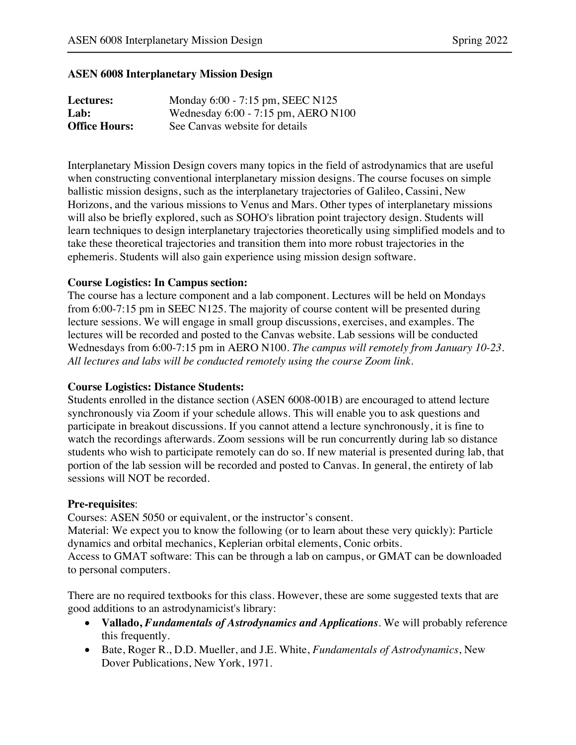# ASEN 6008 Interplanetary Mission Design

| | |
|---|---|
| **Lectures:** | Monday 6:00 - 7:15 pm, SEEC N125 |
| **Lab:** | Wednesday 6:00 - 7:15 pm, AERO N100 |
| **Office Hours:** | See Canvas website for details |

Interplanetary Mission Design covers many topics in the field of astrodynamics that are useful when constructing conventional interplanetary mission designs. The course focuses on simple ballistic mission designs, such as the interplanetary trajectories of Galileo, Cassini, New Horizons, and the various missions to Venus and Mars. Other types of interplanetary missions will also be briefly explored, such as SOHO's libration point trajectory design. Students will learn techniques to design interplanetary trajectories theoretically using simplified models and to take these theoretical trajectories and transition them into more robust trajectories in the ephemeris. Students will also gain experience using mission design software.

**Course Logistics: In Campus section:**

The course has a lecture component and a lab component. Lectures will be held on Mondays from 6:00-7:15 pm in SEEC N125. The majority of course content will be presented during lecture sessions. We will engage in small group discussions, exercises, and examples. The lectures will be recorded and posted to the Canvas website. Lab sessions will be conducted Wednesdays from 6:00-7:15 pm in AERO N100. *The campus will remotely from January 10-23. All lectures and labs will be conducted remotely using the course Zoom link.*

**Course Logistics: Distance Students:**

Students enrolled in the distance section (ASEN 6008-001B) are encouraged to attend lecture synchronously via Zoom if your schedule allows. This will enable you to ask questions and participate in breakout discussions. If you cannot attend a lecture synchronously, it is fine to watch the recordings afterwards. Zoom sessions will be run concurrently during lab so distance students who wish to participate remotely can do so. If new material is presented during lab, that portion of the lab session will be recorded and posted to Canvas. In general, the entirety of lab sessions will NOT be recorded.

**Pre-requisites**:

Courses: ASEN 5050 or equivalent, or the instructor's consent.

Material: We expect you to know the following (or to learn about these very quickly): Particle dynamics and orbital mechanics, Keplerian orbital elements, Conic orbits.

Access to GMAT software: This can be through a lab on campus, or GMAT can be downloaded to personal computers.

There are no required textbooks for this class. However, these are some suggested texts that are good additions to an astrodynamicist's library:

- **Vallado,** ***Fundamentals of Astrodynamics and Applications***. We will probably reference this frequently.
- Bate, Roger R., D.D. Mueller, and J.E. White, *Fundamentals of Astrodynamics*, New Dover Publications, New York, 1971.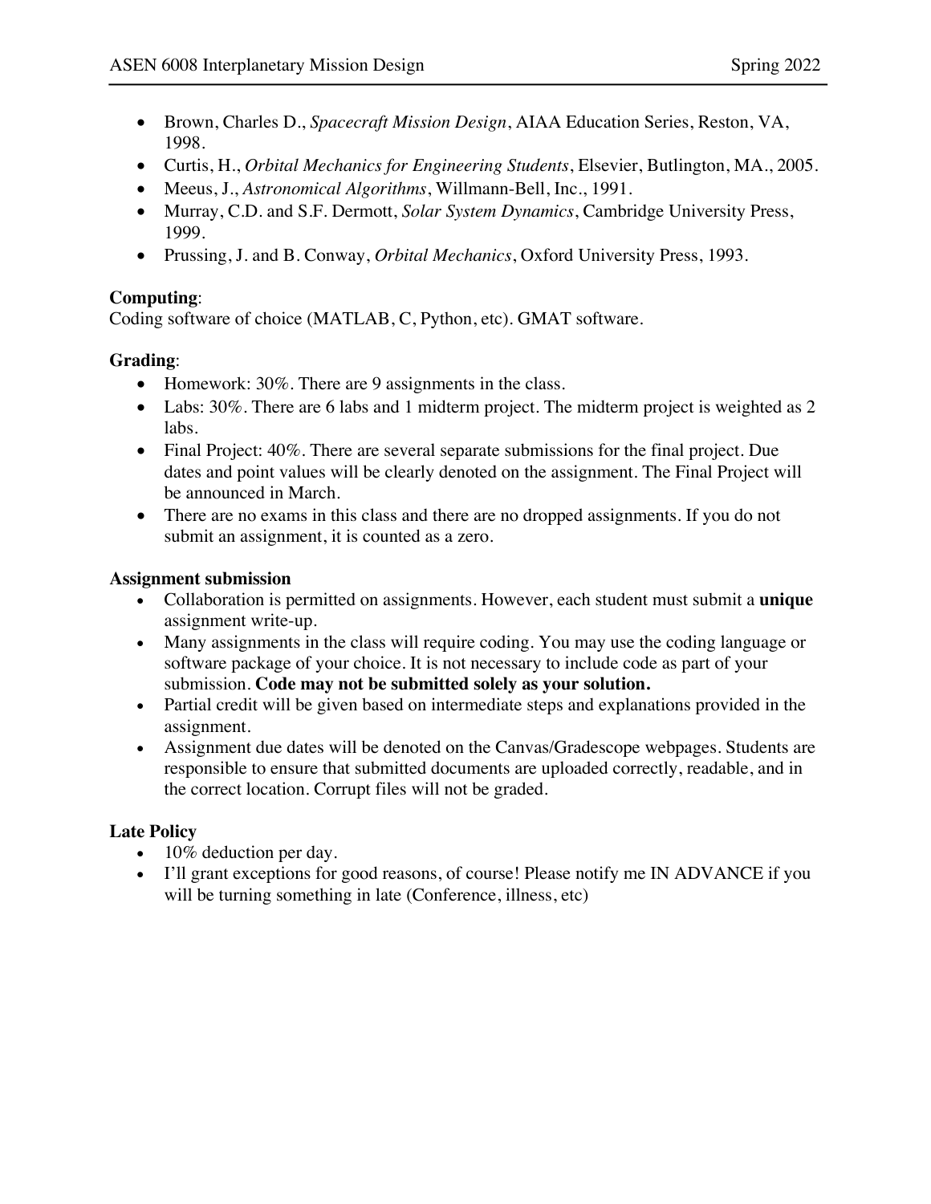- Brown, Charles D., *Spacecraft Mission Design*, AIAA Education Series, Reston, VA, 1998.
- Curtis, H., *Orbital Mechanics for Engineering Students*, Elsevier, Butlington, MA., 2005.
- Meeus, J., *Astronomical Algorithms*, Willmann-Bell, Inc., 1991.
- Murray, C.D. and S.F. Dermott, *Solar System Dynamics*, Cambridge University Press, 1999.
- Prussing, J. and B. Conway, *Orbital Mechanics*, Oxford University Press, 1993.

**Computing**:
Coding software of choice (MATLAB, C, Python, etc). GMAT software.

**Grading**:

- Homework: 30%. There are 9 assignments in the class.
- Labs: 30%. There are 6 labs and 1 midterm project. The midterm project is weighted as 2 labs.
- Final Project: 40%. There are several separate submissions for the final project. Due dates and point values will be clearly denoted on the assignment. The Final Project will be announced in March.
- There are no exams in this class and there are no dropped assignments. If you do not submit an assignment, it is counted as a zero.

**Assignment submission**

- Collaboration is permitted on assignments. However, each student must submit a **unique** assignment write-up.
- Many assignments in the class will require coding. You may use the coding language or software package of your choice. It is not necessary to include code as part of your submission. **Code may not be submitted solely as your solution.**
- Partial credit will be given based on intermediate steps and explanations provided in the assignment.
- Assignment due dates will be denoted on the Canvas/Gradescope webpages. Students are responsible to ensure that submitted documents are uploaded correctly, readable, and in the correct location. Corrupt files will not be graded.

**Late Policy**

- 10% deduction per day.
- I'll grant exceptions for good reasons, of course! Please notify me IN ADVANCE if you will be turning something in late (Conference, illness, etc)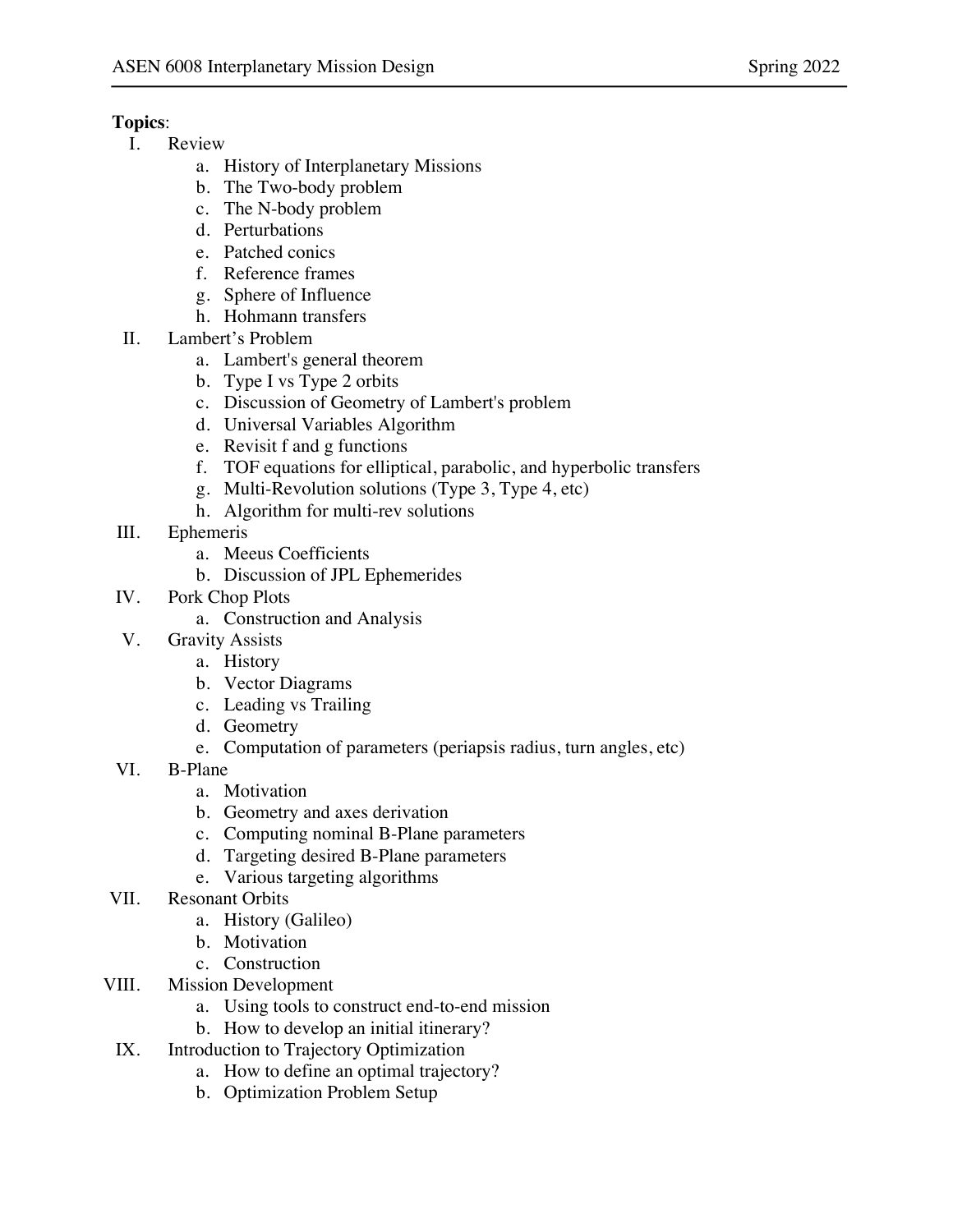**Topics**:

I. Review
   a. History of Interplanetary Missions
   b. The Two-body problem
   c. The N-body problem
   d. Perturbations
   e. Patched conics
   f. Reference frames
   g. Sphere of Influence
   h. Hohmann transfers

II. Lambert's Problem
   a. Lambert's general theorem
   b. Type I vs Type 2 orbits
   c. Discussion of Geometry of Lambert's problem
   d. Universal Variables Algorithm
   e. Revisit f and g functions
   f. TOF equations for elliptical, parabolic, and hyperbolic transfers
   g. Multi-Revolution solutions (Type 3, Type 4, etc)
   h. Algorithm for multi-rev solutions

III. Ephemeris
   a. Meeus Coefficients
   b. Discussion of JPL Ephemerides

IV. Pork Chop Plots
   a. Construction and Analysis

V. Gravity Assists
   a. History
   b. Vector Diagrams
   c. Leading vs Trailing
   d. Geometry
   e. Computation of parameters (periapsis radius, turn angles, etc)

VI. B-Plane
   a. Motivation
   b. Geometry and axes derivation
   c. Computing nominal B-Plane parameters
   d. Targeting desired B-Plane parameters
   e. Various targeting algorithms

VII. Resonant Orbits
   a. History (Galileo)
   b. Motivation
   c. Construction

VIII. Mission Development
   a. Using tools to construct end-to-end mission
   b. How to develop an initial itinerary?

IX. Introduction to Trajectory Optimization
   a. How to define an optimal trajectory?
   b. Optimization Problem Setup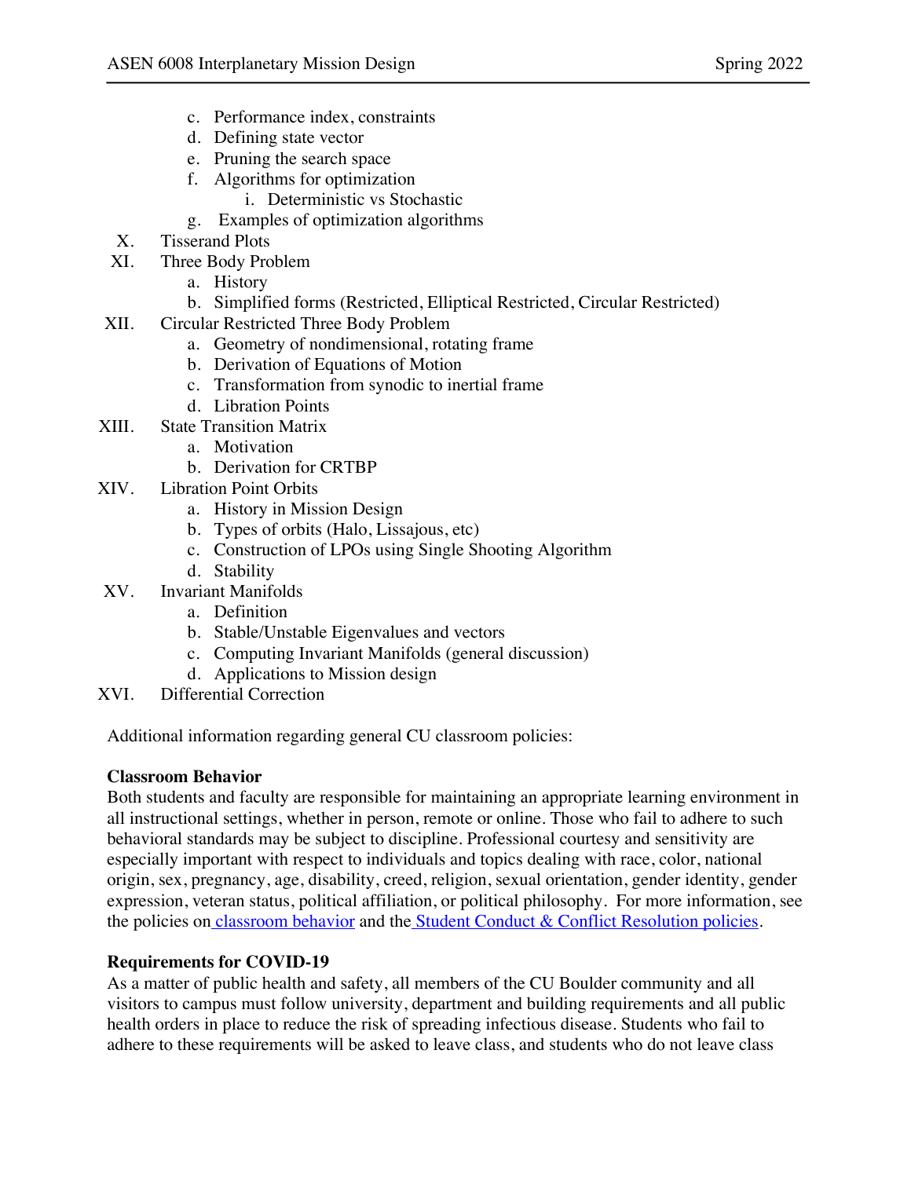- c. Performance index, constraints
  - d. Defining state vector
  - e. Pruning the search space
  - f. Algorithms for optimization
    - i. Deterministic vs Stochastic
  - g. Examples of optimization algorithms

X. Tisserand Plots

XI. Three Body Problem
  - a. History
  - b. Simplified forms (Restricted, Elliptical Restricted, Circular Restricted)

XII. Circular Restricted Three Body Problem
  - a. Geometry of nondimensional, rotating frame
  - b. Derivation of Equations of Motion
  - c. Transformation from synodic to inertial frame
  - d. Libration Points

XIII. State Transition Matrix
  - a. Motivation
  - b. Derivation for CRTBP

XIV. Libration Point Orbits
  - a. History in Mission Design
  - b. Types of orbits (Halo, Lissajous, etc)
  - c. Construction of LPOs using Single Shooting Algorithm
  - d. Stability

XV. Invariant Manifolds
  - a. Definition
  - b. Stable/Unstable Eigenvalues and vectors
  - c. Computing Invariant Manifolds (general discussion)
  - d. Applications to Mission design

XVI. Differential Correction

Additional information regarding general CU classroom policies:

**Classroom Behavior**

Both students and faculty are responsible for maintaining an appropriate learning environment in all instructional settings, whether in person, remote or online. Those who fail to adhere to such behavioral standards may be subject to discipline. Professional courtesy and sensitivity are especially important with respect to individuals and topics dealing with race, color, national origin, sex, pregnancy, age, disability, creed, religion, sexual orientation, gender identity, gender expression, veteran status, political affiliation, or political philosophy. For more information, see the policies on classroom behavior and the Student Conduct & Conflict Resolution policies.

**Requirements for COVID-19**

As a matter of public health and safety, all members of the CU Boulder community and all visitors to campus must follow university, department and building requirements and all public health orders in place to reduce the risk of spreading infectious disease. Students who fail to adhere to these requirements will be asked to leave class, and students who do not leave class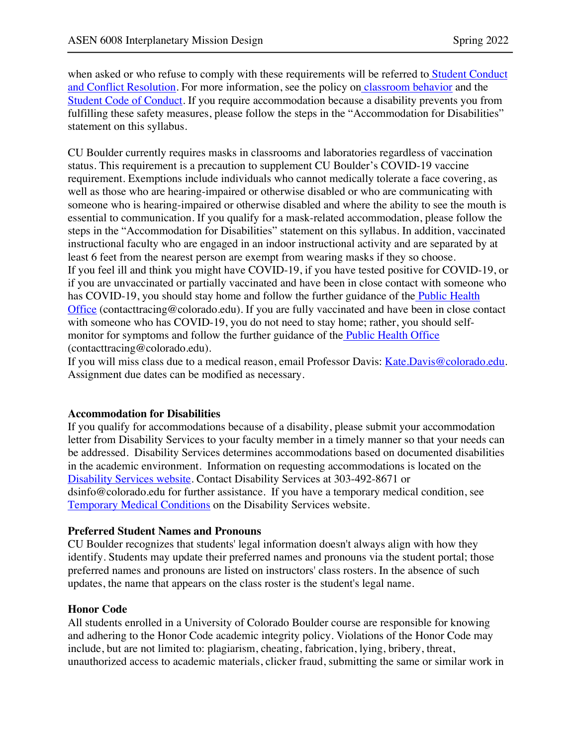when asked or who refuse to comply with these requirements will be referred to Student Conduct and Conflict Resolution. For more information, see the policy on classroom behavior and the Student Code of Conduct. If you require accommodation because a disability prevents you from fulfilling these safety measures, please follow the steps in the "Accommodation for Disabilities" statement on this syllabus.

CU Boulder currently requires masks in classrooms and laboratories regardless of vaccination status. This requirement is a precaution to supplement CU Boulder's COVID-19 vaccine requirement. Exemptions include individuals who cannot medically tolerate a face covering, as well as those who are hearing-impaired or otherwise disabled or who are communicating with someone who is hearing-impaired or otherwise disabled and where the ability to see the mouth is essential to communication. If you qualify for a mask-related accommodation, please follow the steps in the "Accommodation for Disabilities" statement on this syllabus. In addition, vaccinated instructional faculty who are engaged in an indoor instructional activity and are separated by at least 6 feet from the nearest person are exempt from wearing masks if they so choose.
If you feel ill and think you might have COVID-19, if you have tested positive for COVID-19, or if you are unvaccinated or partially vaccinated and have been in close contact with someone who has COVID-19, you should stay home and follow the further guidance of the Public Health Office (contacttracing@colorado.edu). If you are fully vaccinated and have been in close contact with someone who has COVID-19, you do not need to stay home; rather, you should self-monitor for symptoms and follow the further guidance of the Public Health Office (contacttracing@colorado.edu).
If you will miss class due to a medical reason, email Professor Davis: Kate.Davis@colorado.edu. Assignment due dates can be modified as necessary.

**Accommodation for Disabilities**
If you qualify for accommodations because of a disability, please submit your accommodation letter from Disability Services to your faculty member in a timely manner so that your needs can be addressed. Disability Services determines accommodations based on documented disabilities in the academic environment. Information on requesting accommodations is located on the Disability Services website. Contact Disability Services at 303-492-8671 or dsinfo@colorado.edu for further assistance. If you have a temporary medical condition, see Temporary Medical Conditions on the Disability Services website.

**Preferred Student Names and Pronouns**
CU Boulder recognizes that students' legal information doesn't always align with how they identify. Students may update their preferred names and pronouns via the student portal; those preferred names and pronouns are listed on instructors' class rosters. In the absence of such updates, the name that appears on the class roster is the student's legal name.

**Honor Code**
All students enrolled in a University of Colorado Boulder course are responsible for knowing and adhering to the Honor Code academic integrity policy. Violations of the Honor Code may include, but are not limited to: plagiarism, cheating, fabrication, lying, bribery, threat, unauthorized access to academic materials, clicker fraud, submitting the same or similar work in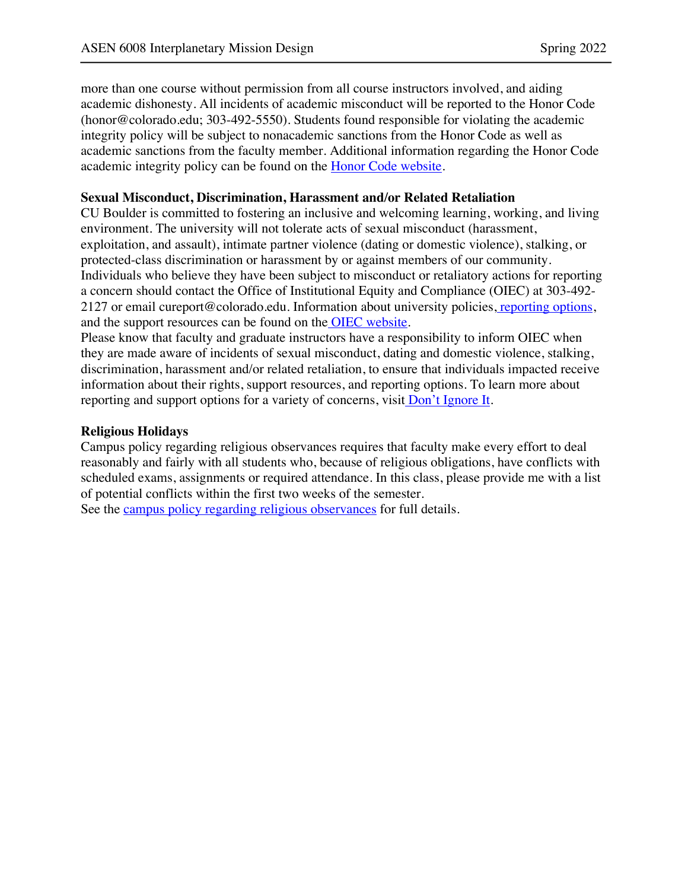more than one course without permission from all course instructors involved, and aiding academic dishonesty. All incidents of academic misconduct will be reported to the Honor Code (honor@colorado.edu; 303-492-5550). Students found responsible for violating the academic integrity policy will be subject to nonacademic sanctions from the Honor Code as well as academic sanctions from the faculty member. Additional information regarding the Honor Code academic integrity policy can be found on the [Honor Code website].

**Sexual Misconduct, Discrimination, Harassment and/or Related Retaliation**

CU Boulder is committed to fostering an inclusive and welcoming learning, working, and living environment. The university will not tolerate acts of sexual misconduct (harassment, exploitation, and assault), intimate partner violence (dating or domestic violence), stalking, or protected-class discrimination or harassment by or against members of our community. Individuals who believe they have been subject to misconduct or retaliatory actions for reporting a concern should contact the Office of Institutional Equity and Compliance (OIEC) at 303-492-2127 or email cureport@colorado.edu. Information about university policies, [reporting options], and the support resources can be found on the [OIEC website].

Please know that faculty and graduate instructors have a responsibility to inform OIEC when they are made aware of incidents of sexual misconduct, dating and domestic violence, stalking, discrimination, harassment and/or related retaliation, to ensure that individuals impacted receive information about their rights, support resources, and reporting options. To learn more about reporting and support options for a variety of concerns, visit [Don't Ignore It].

**Religious Holidays**

Campus policy regarding religious observances requires that faculty make every effort to deal reasonably and fairly with all students who, because of religious obligations, have conflicts with scheduled exams, assignments or required attendance. In this class, please provide me with a list of potential conflicts within the first two weeks of the semester.

See the [campus policy regarding religious observances] for full details.